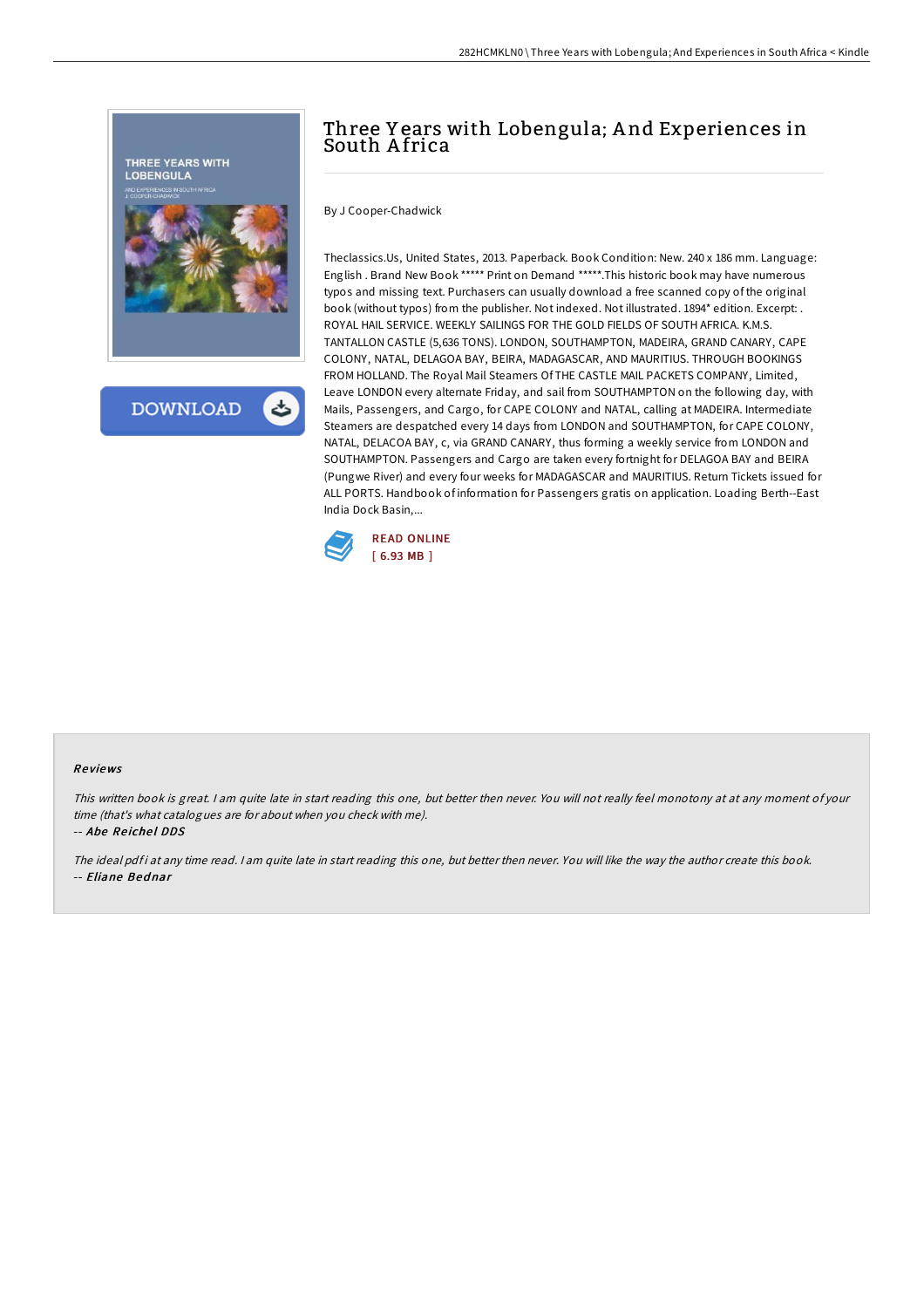# Three Years with Lobengula; And Experiences in South Africa

By J Cooper-Chadwick

Theclassics.Us, United States, 2013. Paperback. Book Condition: New. 240 x 186 mm. Language: English . Brand New Book ***** Print on Demand *****.This historic book may have numerous typos and missing text. Purchasers can usually download a free scanned copy of the original book (without typos) from the publisher. Not indexed. Not illustrated. 1894* edition. Excerpt: . ROYAL HAIL SERVICE. WEEKLY SAILINGS FOR THE GOLD FIELDS OF SOUTH AFRICA. K.M.S. TANTALLON CASTLE (5,636 TONS). LONDON, SOUTHAMPTON, MADEIRA, GRAND CANARY, CAPE COLONY, NATAL, DELAGOA BAY, BEIRA, MADAGASCAR, AND MAURITIUS. THROUGH BOOKINGS FROM HOLLAND. The Royal Mail Steamers Of THE CASTLE MAIL PACKETS COMPANY, Limited, Leave LONDON every alternate Friday, and sail from SOUTHAMPTON on the following day, with Mails, Passengers, and Cargo, for CAPE COLONY and NATAL, calling at MADEIRA. Intermediate Steamers are despatched every 14 days from LONDON and SOUTHAMPTON, for CAPE COLONY, NATAL, DELACOA BAY, c, via GRAND CANARY, thus forming a weekly service from LONDON and SOUTHAMPTON. Passengers and Cargo are taken every fortnight for DELAGOA BAY and BEIRA (Pungwe River) and every four weeks for MADAGASCAR and MAURITIUS. Return Tickets issued for ALL PORTS. Handbook of information for Passengers gratis on application. Loading Berth--East India Dock Basin,...

READ ONLINE
[ 6.93 MB ]

## Reviews

*This written book is great. I am quite late in start reading this one, but better then never. You will not really feel monotony at at any moment of your time (that's what catalogues are for about when you check with me).*

*-- Abe Reichel DDS*

*The ideal pdf i at any time read. I am quite late in start reading this one, but better then never. You will like the way the author create this book.*

*-- Eliane Bednar*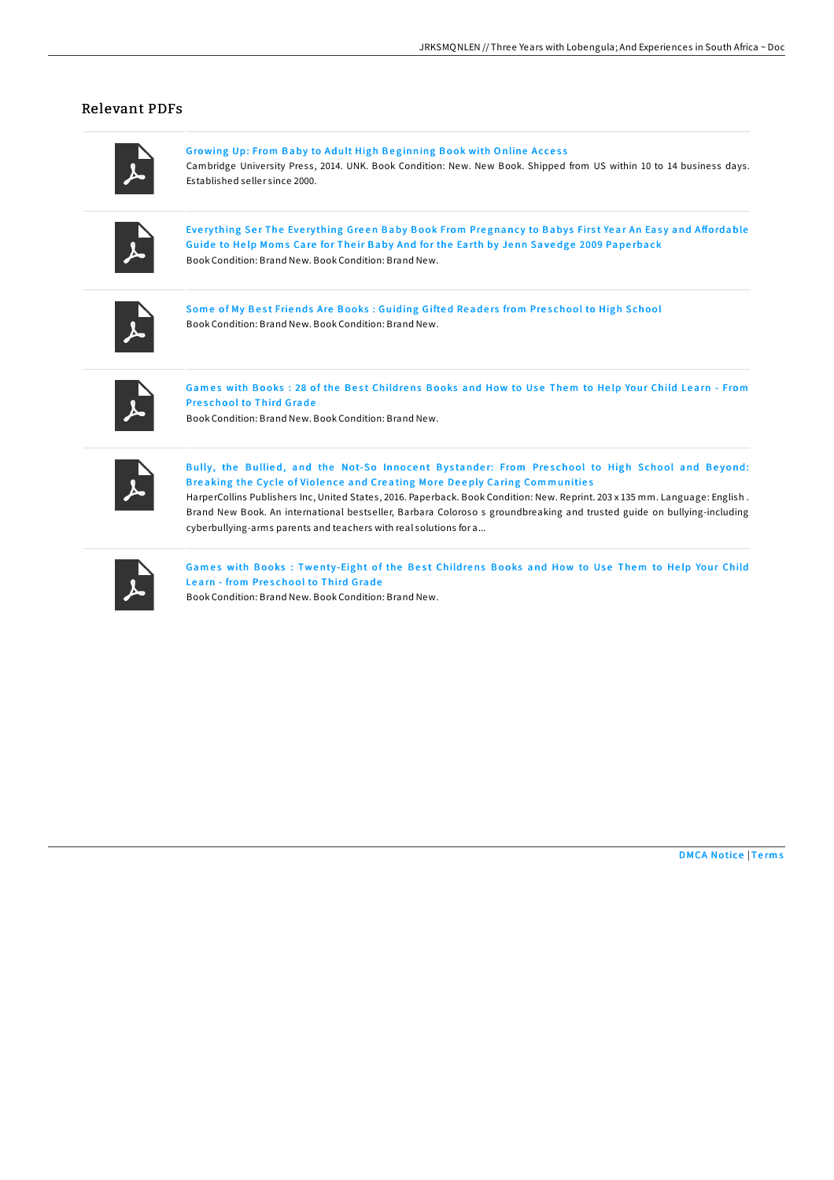## Relevant PDFs

**Growing Up: From Baby to Adult High Beginning Book with Online Access**
Cambridge University Press, 2014. UNK. Book Condition: New. New Book. Shipped from US within 10 to 14 business days. Established seller since 2000.

**Everything Ser The Everything Green Baby Book From Pregnancy to Babys First Year An Easy and Affordable Guide to Help Moms Care for Their Baby And for the Earth by Jenn Savedge 2009 Paperback**
Book Condition: Brand New. Book Condition: Brand New.

**Some of My Best Friends Are Books : Guiding Gifted Readers from Preschool to High School**
Book Condition: Brand New. Book Condition: Brand New.

**Games with Books : 28 of the Best Childrens Books and How to Use Them to Help Your Child Learn - From Preschool to Third Grade**
Book Condition: Brand New. Book Condition: Brand New.

**Bully, the Bullied, and the Not-So Innocent Bystander: From Preschool to High School and Beyond: Breaking the Cycle of Violence and Creating More Deeply Caring Communities**
HarperCollins Publishers Inc, United States, 2016. Paperback. Book Condition: New. Reprint. 203 x 135 mm. Language: English . Brand New Book. An international bestseller, Barbara Coloroso s groundbreaking and trusted guide on bullying-including cyberbullying-arms parents and teachers with real solutions for a...

**Games with Books : Twenty-Eight of the Best Childrens Books and How to Use Them to Help Your Child Learn - from Preschool to Third Grade**
Book Condition: Brand New. Book Condition: Brand New.

DMCA Notice | Terms